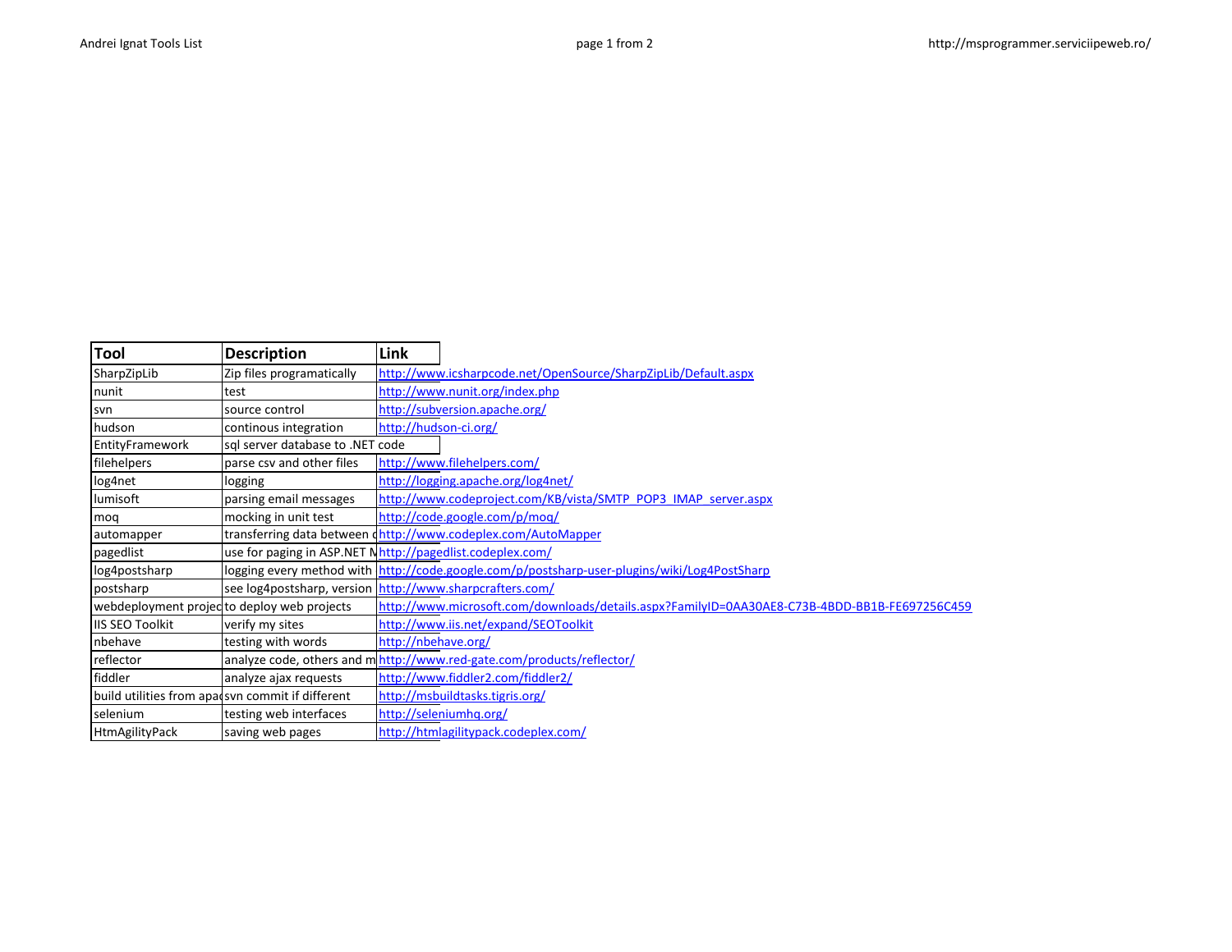| Tool | Description | Link |
|---|---|---|
| SharpZipLib | Zip files programatically | http://www.icsharpcode.net/OpenSource/SharpZipLib/Default.aspx |
| nunit | test | http://www.nunit.org/index.php |
| svn | source control | http://subversion.apache.org/ |
| hudson | continous integration | http://hudson-ci.org/ |
| EntityFramework | sql server database to .NET code | |
| filehelpers | parse csv and other files | http://www.filehelpers.com/ |
| log4net | logging | http://logging.apache.org/log4net/ |
| lumisoft | parsing email messages | http://www.codeproject.com/KB/vista/SMTP_POP3_IMAP_server.aspx |
| moq | mocking in unit test | http://code.google.com/p/moq/ |
| automapper | transferring data between d | http://www.codeplex.com/AutoMapper |
| pagedlist | use for paging in ASP.NET M | http://pagedlist.codeplex.com/ |
| log4postsharp | logging every method with | http://code.google.com/p/postsharp-user-plugins/wiki/Log4PostSharp |
| postsharp | see log4postsharp, version | http://www.sharpcrafters.com/ |
| webdeployment projec | to deploy web projects | http://www.microsoft.com/downloads/details.aspx?FamilyID=0AA30AE8-C73B-4BDD-BB1B-FE697256C459 |
| IIS SEO Toolkit | verify my sites | http://www.iis.net/expand/SEOToolkit |
| nbehave | testing with words | http://nbehave.org/ |
| reflector | analyze code, others and m | http://www.red-gate.com/products/reflector/ |
| fiddler | analyze ajax requests | http://www.fiddler2.com/fiddler2/ |
| build utilities from apa | svn commit if different | http://msbuildtasks.tigris.org/ |
| selenium | testing web interfaces | http://seleniumhq.org/ |
| HtmAgilityPack | saving web pages | http://htmlagilitypack.codeplex.com/ |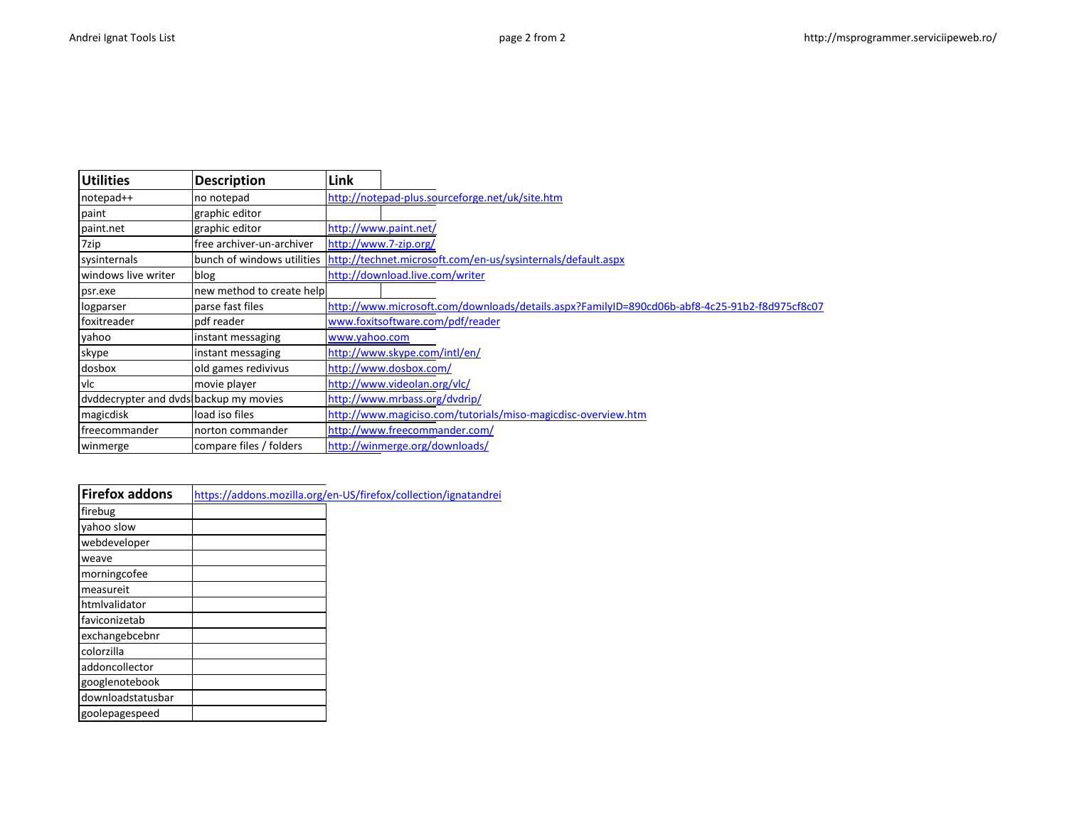| Utilities | Description | Link |
|---|---|---|
| notepad++ | no notepad | http://notepad-plus.sourceforge.net/uk/site.htm |
| paint | graphic editor | |
| paint.net | graphic editor | http://www.paint.net/ |
| 7zip | free archiver-un-archiver | http://www.7-zip.org/ |
| sysinternals | bunch of windows utilities | http://technet.microsoft.com/en-us/sysinternals/default.aspx |
| windows live writer | blog | http://download.live.com/writer |
| psr.exe | new method to create help | |
| logparser | parse fast files | http://www.microsoft.com/downloads/details.aspx?FamilyID=890cd06b-abf8-4c25-91b2-f8d975cf8c07 |
| foxitreader | pdf reader | www.foxitsoftware.com/pdf/reader |
| yahoo | instant messaging | www.yahoo.com |
| skype | instant messaging | http://www.skype.com/intl/en/ |
| dosbox | old games redivivus | http://www.dosbox.com/ |
| vlc | movie player | http://www.videolan.org/vlc/ |
| dvddecrypter and dvds | backup my movies | http://www.mrbass.org/dvdrip/ |
| magicdisk | load iso files | http://www.magiciso.com/tutorials/miso-magicdisc-overview.htm |
| freecommander | norton commander | http://www.freecommander.com/ |
| winmerge | compare files / folders | http://winmerge.org/downloads/ |

| Firefox addons | https://addons.mozilla.org/en-US/firefox/collection/ignatandrei |
|---|---|
| firebug | |
| yahoo slow | |
| webdeveloper | |
| weave | |
| morningcofee | |
| measureit | |
| htmlvalidator | |
| faviconizetab | |
| exchangebcebnr | |
| colorzilla | |
| addoncollector | |
| googlenotebook | |
| downloadstatusbar | |
| goolepagespeed | |